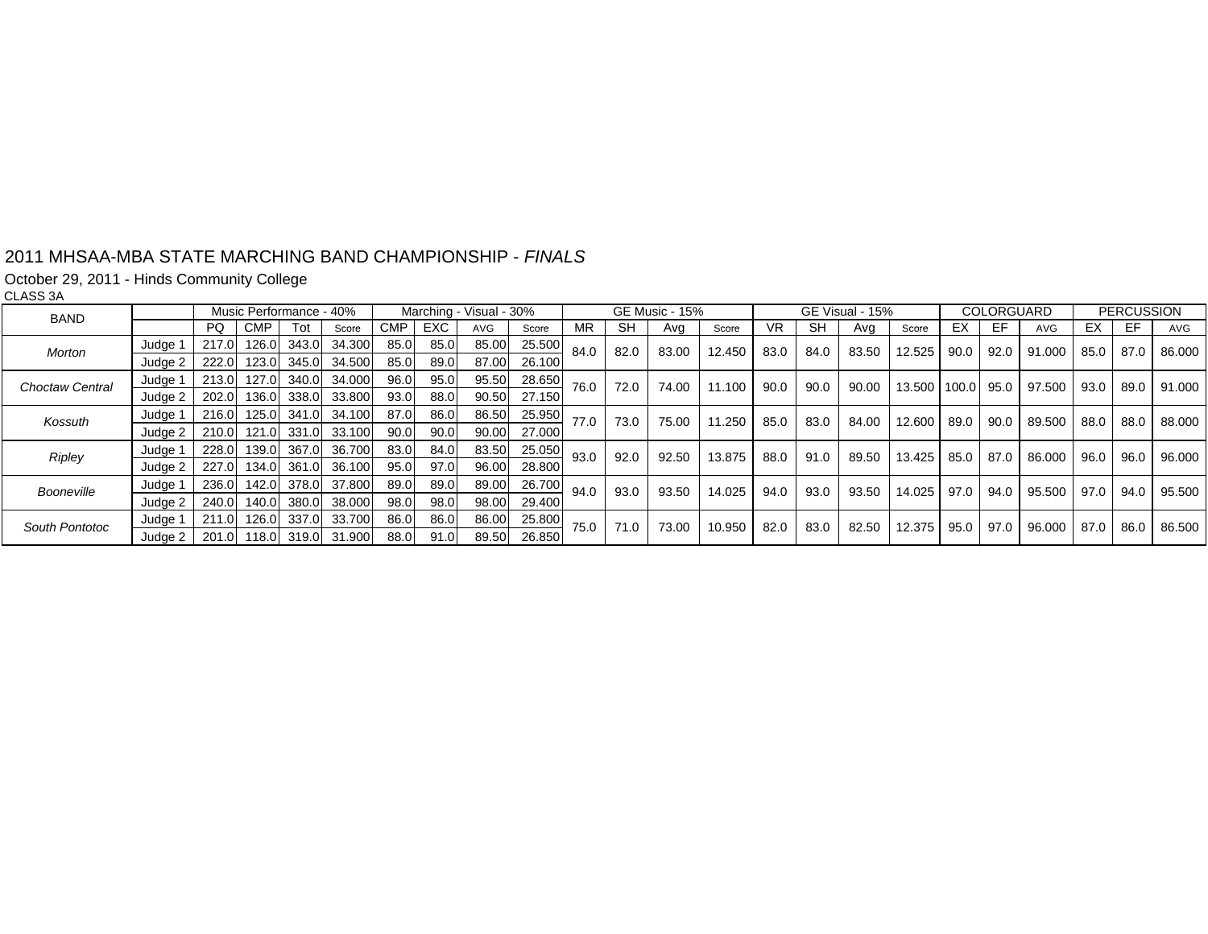# 2011 MHSAA-MBA STATE MARCHING BAND CHAMPIONSHIP - *FINALS*

October 29, 2011 - Hinds Community College

CLASS 3A

| BAND | | Music Performance - 40% | | | | Marching - Visual - 30% | | | | GE Music - 15% | | | | GE Visual - 15% | | | | COLORGUARD | | | PERCUSSION | | |
|---|---|---|---|---|---|---|---|---|---|---|---|---|---|---|---|---|---|---|---|---|---|---|---|
| | | PQ | CMP | Tot | Score | CMP | EXC | AVG | Score | MR | SH | Avg | Score | VR | SH | Avg | Score | EX | EF | AVG | EX | EF | AVG |
| *Morton* | Judge 1 | 217.0 | 126.0 | 343.0 | 34.300 | 85.0 | 85.0 | 85.00 | 25.500 | 84.0 | 82.0 | 83.00 | 12.450 | 83.0 | 84.0 | 83.50 | 12.525 | 90.0 | 92.0 | 91.000 | 85.0 | 87.0 | 86.000 |
| | Judge 2 | 222.0 | 123.0 | 345.0 | 34.500 | 85.0 | 89.0 | 87.00 | 26.100 | | | | | | | | | | | | | | |
| *Choctaw Central* | Judge 1 | 213.0 | 127.0 | 340.0 | 34.000 | 96.0 | 95.0 | 95.50 | 28.650 | 76.0 | 72.0 | 74.00 | 11.100 | 90.0 | 90.0 | 90.00 | 13.500 | 100.0 | 95.0 | 97.500 | 93.0 | 89.0 | 91.000 |
| | Judge 2 | 202.0 | 136.0 | 338.0 | 33.800 | 93.0 | 88.0 | 90.50 | 27.150 | | | | | | | | | | | | | | |
| *Kossuth* | Judge 1 | 216.0 | 125.0 | 341.0 | 34.100 | 87.0 | 86.0 | 86.50 | 25.950 | 77.0 | 73.0 | 75.00 | 11.250 | 85.0 | 83.0 | 84.00 | 12.600 | 89.0 | 90.0 | 89.500 | 88.0 | 88.0 | 88.000 |
| | Judge 2 | 210.0 | 121.0 | 331.0 | 33.100 | 90.0 | 90.0 | 90.00 | 27.000 | | | | | | | | | | | | | | |
| *Ripley* | Judge 1 | 228.0 | 139.0 | 367.0 | 36.700 | 83.0 | 84.0 | 83.50 | 25.050 | 93.0 | 92.0 | 92.50 | 13.875 | 88.0 | 91.0 | 89.50 | 13.425 | 85.0 | 87.0 | 86.000 | 96.0 | 96.0 | 96.000 |
| | Judge 2 | 227.0 | 134.0 | 361.0 | 36.100 | 95.0 | 97.0 | 96.00 | 28.800 | | | | | | | | | | | | | | |
| *Booneville* | Judge 1 | 236.0 | 142.0 | 378.0 | 37.800 | 89.0 | 89.0 | 89.00 | 26.700 | 94.0 | 93.0 | 93.50 | 14.025 | 94.0 | 93.0 | 93.50 | 14.025 | 97.0 | 94.0 | 95.500 | 97.0 | 94.0 | 95.500 |
| | Judge 2 | 240.0 | 140.0 | 380.0 | 38.000 | 98.0 | 98.0 | 98.00 | 29.400 | | | | | | | | | | | | | | |
| *South Pontotoc* | Judge 1 | 211.0 | 126.0 | 337.0 | 33.700 | 86.0 | 86.0 | 86.00 | 25.800 | 75.0 | 71.0 | 73.00 | 10.950 | 82.0 | 83.0 | 82.50 | 12.375 | 95.0 | 97.0 | 96.000 | 87.0 | 86.0 | 86.500 |
| | Judge 2 | 201.0 | 118.0 | 319.0 | 31.900 | 88.0 | 91.0 | 89.50 | 26.850 | | | | | | | | | | | | | | |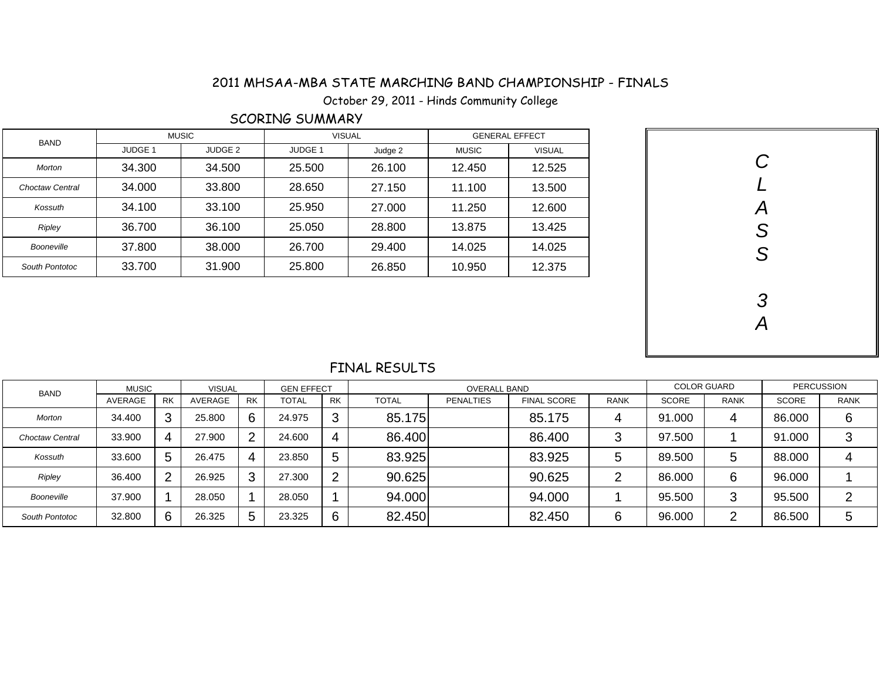# 2011 MHSAA-MBA STATE MARCHING BAND CHAMPIONSHIP - FINALS

October 29, 2011 - Hinds Community College

## SCORING SUMMARY

| BAND | MUSIC | | VISUAL | | GENERAL EFFECT | |
|---|---|---|---|---|---|---|
| | JUDGE 1 | JUDGE 2 | JUDGE 1 | Judge 2 | MUSIC | VISUAL |
| *Morton* | 34.300 | 34.500 | 25.500 | 26.100 | 12.450 | 12.525 |
| *Choctaw Central* | 34.000 | 33.800 | 28.650 | 27.150 | 11.100 | 13.500 |
| *Kossuth* | 34.100 | 33.100 | 25.950 | 27.000 | 11.250 | 12.600 |
| *Ripley* | 36.700 | 36.100 | 25.050 | 28.800 | 13.875 | 13.425 |
| *Booneville* | 37.800 | 38.000 | 26.700 | 29.400 | 14.025 | 14.025 |
| *South Pontotoc* | 33.700 | 31.900 | 25.800 | 26.850 | 10.950 | 12.375 |

*CLASS 3A*

## FINAL RESULTS

| BAND | MUSIC | | VISUAL | | GEN EFFECT | | OVERALL BAND | | | | COLOR GUARD | | PERCUSSION | |
|---|---|---|---|---|---|---|---|---|---|---|---|---|---|---|
| | AVERAGE | RK | AVERAGE | RK | TOTAL | RK | TOTAL | PENALTIES | FINAL SCORE | RANK | SCORE | RANK | SCORE | RANK |
| *Morton* | 34.400 | 3 | 25.800 | 6 | 24.975 | 3 | 85.175 | | 85.175 | 4 | 91.000 | 4 | 86.000 | 6 |
| *Choctaw Central* | 33.900 | 4 | 27.900 | 2 | 24.600 | 4 | 86.400 | | 86.400 | 3 | 97.500 | 1 | 91.000 | 3 |
| *Kossuth* | 33.600 | 5 | 26.475 | 4 | 23.850 | 5 | 83.925 | | 83.925 | 5 | 89.500 | 5 | 88.000 | 4 |
| *Ripley* | 36.400 | 2 | 26.925 | 3 | 27.300 | 2 | 90.625 | | 90.625 | 2 | 86.000 | 6 | 96.000 | 1 |
| *Booneville* | 37.900 | 1 | 28.050 | 1 | 28.050 | 1 | 94.000 | | 94.000 | 1 | 95.500 | 3 | 95.500 | 2 |
| *South Pontotoc* | 32.800 | 6 | 26.325 | 5 | 23.325 | 6 | 82.450 | | 82.450 | 6 | 96.000 | 2 | 86.500 | 5 |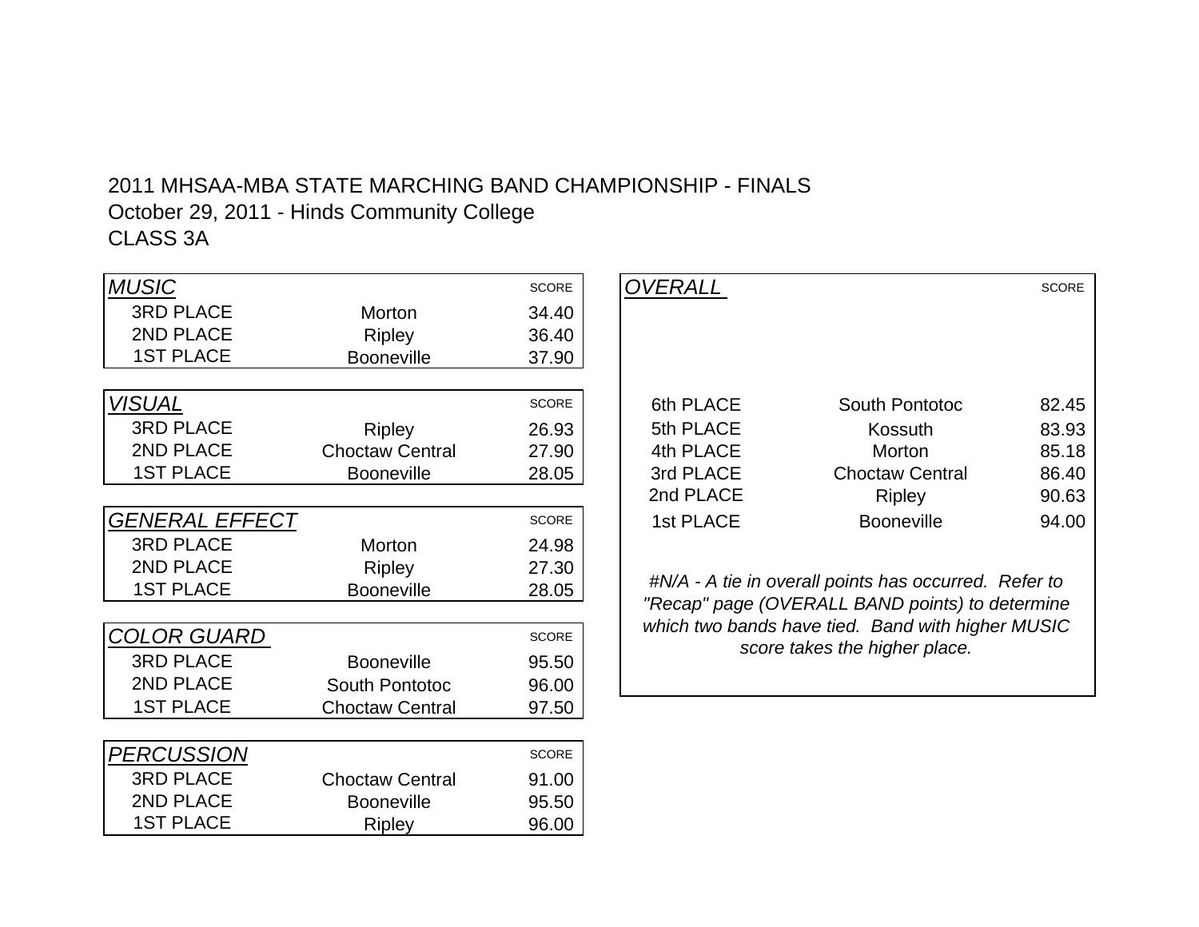2011 MHSAA-MBA STATE MARCHING BAND CHAMPIONSHIP - FINALS
October 29, 2011 - Hinds Community College
CLASS 3A

| *MUSIC* | | SCORE |
|---|---|---|
| 3RD PLACE | Morton | 34.40 |
| 2ND PLACE | Ripley | 36.40 |
| 1ST PLACE | Booneville | 37.90 |

| *VISUAL* | | SCORE |
|---|---|---|
| 3RD PLACE | Ripley | 26.93 |
| 2ND PLACE | Choctaw Central | 27.90 |
| 1ST PLACE | Booneville | 28.05 |

| *GENERAL EFFECT* | | SCORE |
|---|---|---|
| 3RD PLACE | Morton | 24.98 |
| 2ND PLACE | Ripley | 27.30 |
| 1ST PLACE | Booneville | 28.05 |

| *COLOR GUARD* | | SCORE |
|---|---|---|
| 3RD PLACE | Booneville | 95.50 |
| 2ND PLACE | South Pontotoc | 96.00 |
| 1ST PLACE | Choctaw Central | 97.50 |

| *PERCUSSION* | | SCORE |
|---|---|---|
| 3RD PLACE | Choctaw Central | 91.00 |
| 2ND PLACE | Booneville | 95.50 |
| 1ST PLACE | Ripley | 96.00 |

| *OVERALL* | | SCORE |
|---|---|---|
| 6th PLACE | South Pontotoc | 82.45 |
| 5th PLACE | Kossuth | 83.93 |
| 4th PLACE | Morton | 85.18 |
| 3rd PLACE | Choctaw Central | 86.40 |
| 2nd PLACE | Ripley | 90.63 |
| 1st PLACE | Booneville | 94.00 |

*#N/A - A tie in overall points has occurred. Refer to "Recap" page (OVERALL BAND points) to determine which two bands have tied. Band with higher MUSIC score takes the higher place.*